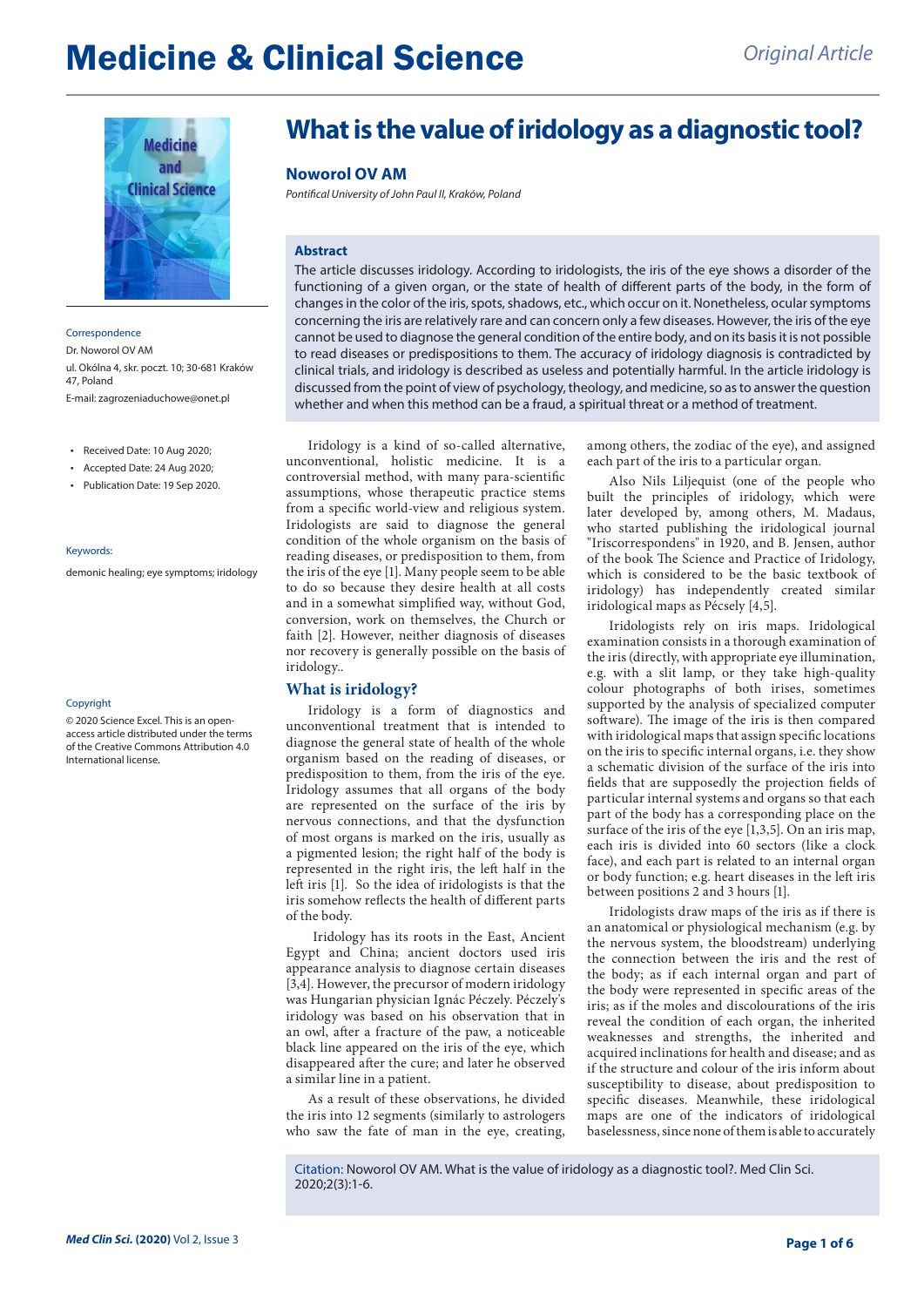# What is the value of iridology as a diagnostic tool?

**Noworol OV AM**

*Pontifical University of John Paul II, Kraków, Poland*

Correspondence
Dr. Noworol OV AM
ul. Okólna 4, skr. poczt. 10; 30-681 Kraków 47, Poland
E-mail: zagrozeniaduchowe@onet.pl

- Received Date: 10 Aug 2020;
- Accepted Date: 24 Aug 2020;
- Publication Date: 19 Sep 2020.

Keywords: demonic healing; eye symptoms; iridology

Copyright
© 2020 Science Excel. This is an open-access article distributed under the terms of the Creative Commons Attribution 4.0 International license.

## Abstract

The article discusses iridology. According to iridologists, the iris of the eye shows a disorder of the functioning of a given organ, or the state of health of different parts of the body, in the form of changes in the color of the iris, spots, shadows, etc., which occur on it. Nonetheless, ocular symptoms concerning the iris are relatively rare and can concern only a few diseases. However, the iris of the eye cannot be used to diagnose the general condition of the entire body, and on its basis it is not possible to read diseases or predispositions to them. The accuracy of iridology diagnosis is contradicted by clinical trials, and iridology is described as useless and potentially harmful. In the article iridology is discussed from the point of view of psychology, theology, and medicine, so as to answer the question whether and when this method can be a fraud, a spiritual threat or a method of treatment.

Iridology is a kind of so-called alternative, unconventional, holistic medicine. It is a controversial method, with many para-scientific assumptions, whose therapeutic practice stems from a specific world-view and religious system. Iridologists are said to diagnose the general condition of the whole organism on the basis of reading diseases, or predisposition to them, from the iris of the eye [1]. Many people seem to be able to do so because they desire health at all costs and in a somewhat simplified way, without God, conversion, work on themselves, the Church or faith [2]. However, neither diagnosis of diseases nor recovery is generally possible on the basis of iridology..

## What is iridology?

Iridology is a form of diagnostics and unconventional treatment that is intended to diagnose the general state of health of the whole organism based on the reading of diseases, or predisposition to them, from the iris of the eye. Iridology assumes that all organs of the body are represented on the surface of the iris by nervous connections, and that the dysfunction of most organs is marked on the iris, usually as a pigmented lesion; the right half of the body is represented in the right iris, the left half in the left iris [1]. So the idea of iridologists is that the iris somehow reflects the health of different parts of the body.

Iridology has its roots in the East, Ancient Egypt and China; ancient doctors used iris appearance analysis to diagnose certain diseases [3,4]. However, the precursor of modern iridology was Hungarian physician Ignác Péczely. Péczely's iridology was based on his observation that in an owl, after a fracture of the paw, a noticeable black line appeared on the iris of the eye, which disappeared after the cure; and later he observed a similar line in a patient.

As a result of these observations, he divided the iris into 12 segments (similarly to astrologers who saw the fate of man in the eye, creating, among others, the zodiac of the eye), and assigned each part of the iris to a particular organ.

Also Nils Liljequist (one of the people who built the principles of iridology, which were later developed by, among others, M. Madaus, who started publishing the iridological journal "Iriscorrespondens" in 1920, and B. Jensen, author of the book The Science and Practice of Iridology, which is considered to be the basic textbook of iridology) has independently created similar iridological maps as Pécsely [4,5].

Iridologists rely on iris maps. Iridological examination consists in a thorough examination of the iris (directly, with appropriate eye illumination, e.g. with a slit lamp, or they take high-quality colour photographs of both irises, sometimes supported by the analysis of specialized computer software). The image of the iris is then compared with iridological maps that assign specific locations on the iris to specific internal organs, i.e. they show a schematic division of the surface of the iris into fields that are supposedly the projection fields of particular internal systems and organs so that each part of the body has a corresponding place on the surface of the iris of the eye [1,3,5]. On an iris map, each iris is divided into 60 sectors (like a clock face), and each part is related to an internal organ or body function; e.g. heart diseases in the left iris between positions 2 and 3 hours [1].

Iridologists draw maps of the iris as if there is an anatomical or physiological mechanism (e.g. by the nervous system, the bloodstream) underlying the connection between the iris and the rest of the body; as if each internal organ and part of the body were represented in specific areas of the iris; as if the moles and discolourations of the iris reveal the condition of each organ, the inherited weaknesses and strengths, the inherited and acquired inclinations for health and disease; and as if the structure and colour of the iris inform about susceptibility to disease, about predisposition to specific diseases. Meanwhile, these iridological maps are one of the indicators of iridological baselessness, since none of them is able to accurately

Citation: Noworol OV AM. What is the value of iridology as a diagnostic tool?. Med Clin Sci. 2020;2(3):1-6.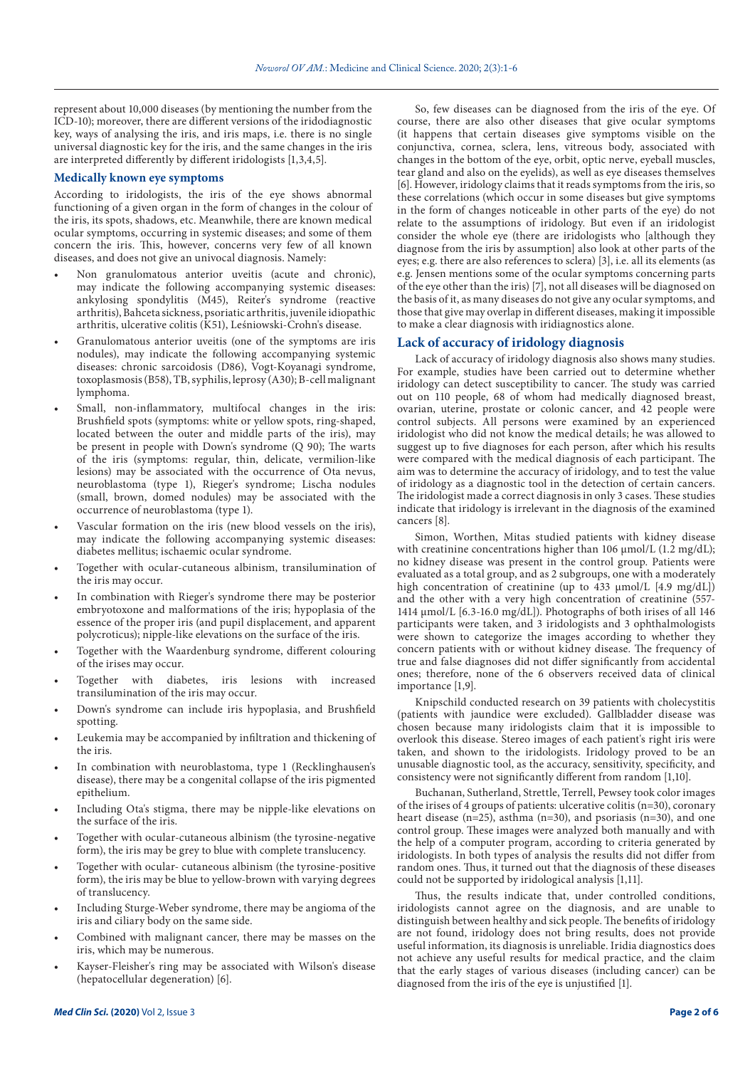represent about 10,000 diseases (by mentioning the number from the ICD-10); moreover, there are different versions of the iridodiagnostic key, ways of analysing the iris, and iris maps, i.e. there is no single universal diagnostic key for the iris, and the same changes in the iris are interpreted differently by different iridologists [1,3,4,5].

## Medically known eye symptoms

According to iridologists, the iris of the eye shows abnormal functioning of a given organ in the form of changes in the colour of the iris, its spots, shadows, etc. Meanwhile, there are known medical ocular symptoms, occurring in systemic diseases; and some of them concern the iris. This, however, concerns very few of all known diseases, and does not give an univocal diagnosis. Namely:

- Non granulomatous anterior uveitis (acute and chronic), may indicate the following accompanying systemic diseases: ankylosing spondylitis (M45), Reiter's syndrome (reactive arthritis), Bahceta sickness, psoriatic arthritis, juvenile idiopathic arthritis, ulcerative colitis (K51), Leśniowski-Crohn's disease.
- Granulomatous anterior uveitis (one of the symptoms are iris nodules), may indicate the following accompanying systemic diseases: chronic sarcoidosis (D86), Vogt-Koyanagi syndrome, toxoplasmosis (B58), TB, syphilis, leprosy (A30); B-cell malignant lymphoma.
- Small, non-inflammatory, multifocal changes in the iris: Brushfield spots (symptoms: white or yellow spots, ring-shaped, located between the outer and middle parts of the iris), may be present in people with Down's syndrome (Q 90); The warts of the iris (symptoms: regular, thin, delicate, vermilion-like lesions) may be associated with the occurrence of Ota nevus, neuroblastoma (type 1), Rieger's syndrome; Lischa nodules (small, brown, domed nodules) may be associated with the occurrence of neuroblastoma (type 1).
- Vascular formation on the iris (new blood vessels on the iris), may indicate the following accompanying systemic diseases: diabetes mellitus; ischaemic ocular syndrome.
- Together with ocular-cutaneous albinism, transilumination of the iris may occur.
- In combination with Rieger's syndrome there may be posterior embryotoxone and malformations of the iris; hypoplasia of the essence of the proper iris (and pupil displacement, and apparent polycroticus); nipple-like elevations on the surface of the iris.
- Together with the Waardenburg syndrome, different colouring of the irises may occur.
- Together with diabetes, iris lesions with increased transilumination of the iris may occur.
- Down's syndrome can include iris hypoplasia, and Brushfield spotting.
- Leukemia may be accompanied by infiltration and thickening of the iris.
- In combination with neuroblastoma, type 1 (Recklinghausen's disease), there may be a congenital collapse of the iris pigmented epithelium.
- Including Ota's stigma, there may be nipple-like elevations on the surface of the iris.
- Together with ocular-cutaneous albinism (the tyrosine-negative form), the iris may be grey to blue with complete translucency.
- Together with ocular- cutaneous albinism (the tyrosine-positive form), the iris may be blue to yellow-brown with varying degrees of translucency.
- Including Sturge-Weber syndrome, there may be angioma of the iris and ciliary body on the same side.
- Combined with malignant cancer, there may be masses on the iris, which may be numerous.
- Kayser-Fleisher's ring may be associated with Wilson's disease (hepatocellular degeneration) [6].

So, few diseases can be diagnosed from the iris of the eye. Of course, there are also other diseases that give ocular symptoms (it happens that certain diseases give symptoms visible on the conjunctiva, cornea, sclera, lens, vitreous body, associated with changes in the bottom of the eye, orbit, optic nerve, eyeball muscles, tear gland and also on the eyelids), as well as eye diseases themselves [6]. However, iridology claims that it reads symptoms from the iris, so these correlations (which occur in some diseases but give symptoms in the form of changes noticeable in other parts of the eye) do not relate to the assumptions of iridology. But even if an iridologist consider the whole eye (there are iridologists who [although they diagnose from the iris by assumption] also look at other parts of the eyes; e.g. there are also references to sclera) [3], i.e. all its elements (as e.g. Jensen mentions some of the ocular symptoms concerning parts of the eye other than the iris) [7], not all diseases will be diagnosed on the basis of it, as many diseases do not give any ocular symptoms, and those that give may overlap in different diseases, making it impossible to make a clear diagnosis with iridiagnostics alone.

## Lack of accuracy of iridology diagnosis

Lack of accuracy of iridology diagnosis also shows many studies. For example, studies have been carried out to determine whether iridology can detect susceptibility to cancer. The study was carried out on 110 people, 68 of whom had medically diagnosed breast, ovarian, uterine, prostate or colonic cancer, and 42 people were control subjects. All persons were examined by an experienced iridologist who did not know the medical details; he was allowed to suggest up to five diagnoses for each person, after which his results were compared with the medical diagnosis of each participant. The aim was to determine the accuracy of iridology, and to test the value of iridology as a diagnostic tool in the detection of certain cancers. The iridologist made a correct diagnosis in only 3 cases. These studies indicate that iridology is irrelevant in the diagnosis of the examined cancers [8].

Simon, Worthen, Mitas studied patients with kidney disease with creatinine concentrations higher than 106 μmol/L (1.2 mg/dL); no kidney disease was present in the control group. Patients were evaluated as a total group, and as 2 subgroups, one with a moderately high concentration of creatinine (up to 433 μmol/L [4.9 mg/dL]) and the other with a very high concentration of creatinine (557-1414 μmol/L [6.3-16.0 mg/dL]). Photographs of both irises of all 146 participants were taken, and 3 iridologists and 3 ophthalmologists were shown to categorize the images according to whether they concern patients with or without kidney disease. The frequency of true and false diagnoses did not differ significantly from accidental ones; therefore, none of the 6 observers received data of clinical importance [1,9].

Knipschild conducted research on 39 patients with cholecystitis (patients with jaundice were excluded). Gallbladder disease was chosen because many iridologists claim that it is impossible to overlook this disease. Stereo images of each patient's right iris were taken, and shown to the iridologists. Iridology proved to be an unusable diagnostic tool, as the accuracy, sensitivity, specificity, and consistency were not significantly different from random [1,10].

Buchanan, Sutherland, Strettle, Terrell, Pewsey took color images of the irises of 4 groups of patients: ulcerative colitis (n=30), coronary heart disease (n=25), asthma (n=30), and psoriasis (n=30), and one control group. These images were analyzed both manually and with the help of a computer program, according to criteria generated by iridologists. In both types of analysis the results did not differ from random ones. Thus, it turned out that the diagnosis of these diseases could not be supported by iridological analysis [1,11].

Thus, the results indicate that, under controlled conditions, iridologists cannot agree on the diagnosis, and are unable to distinguish between healthy and sick people. The benefits of iridology are not found, iridology does not bring results, does not provide useful information, its diagnosis is unreliable. Iridia diagnostics does not achieve any useful results for medical practice, and the claim that the early stages of various diseases (including cancer) can be diagnosed from the iris of the eye is unjustified [1].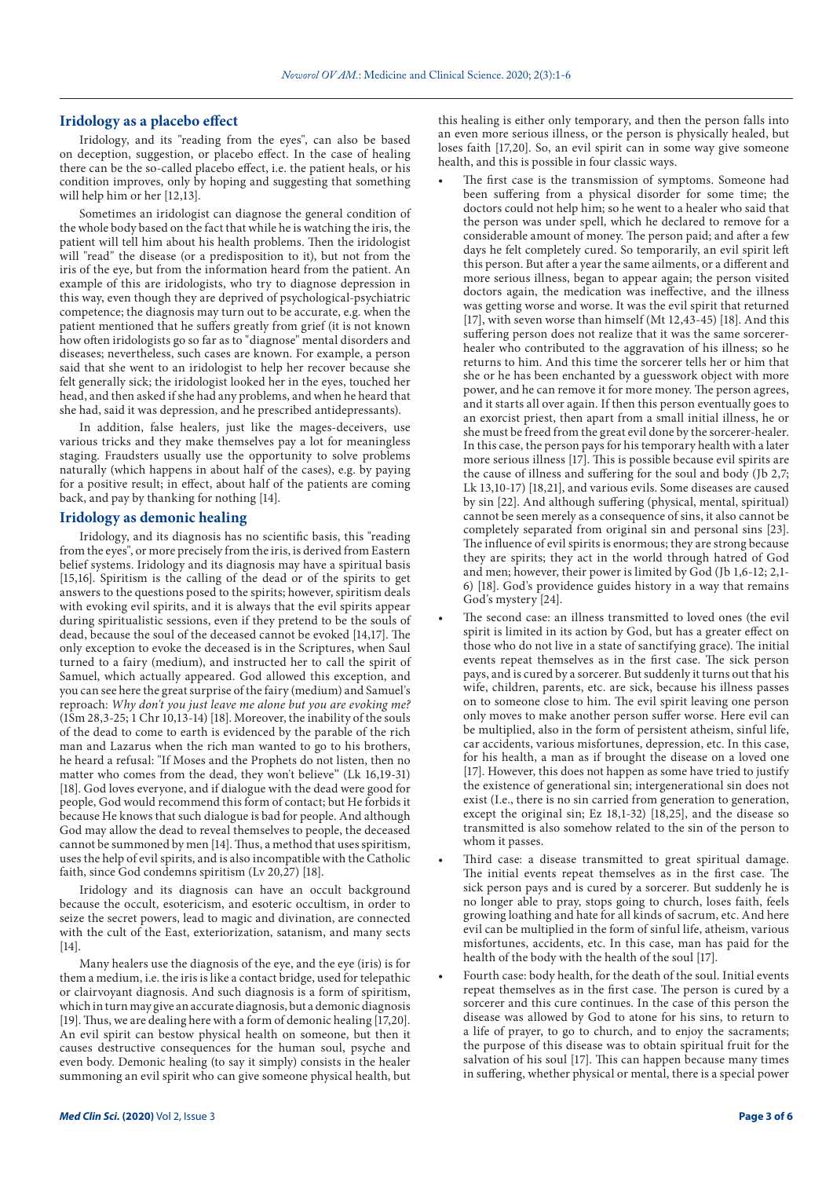## Iridology as a placebo effect

Iridology, and its "reading from the eyes", can also be based on deception, suggestion, or placebo effect. In the case of healing there can be the so-called placebo effect, i.e. the patient heals, or his condition improves, only by hoping and suggesting that something will help him or her [12,13].

Sometimes an iridologist can diagnose the general condition of the whole body based on the fact that while he is watching the iris, the patient will tell him about his health problems. Then the iridologist will "read" the disease (or a predisposition to it), but not from the iris of the eye, but from the information heard from the patient. An example of this are iridologists, who try to diagnose depression in this way, even though they are deprived of psychological-psychiatric competence; the diagnosis may turn out to be accurate, e.g. when the patient mentioned that he suffers greatly from grief (it is not known how often iridologists go so far as to "diagnose" mental disorders and diseases; nevertheless, such cases are known. For example, a person said that she went to an iridologist to help her recover because she felt generally sick; the iridologist looked her in the eyes, touched her head, and then asked if she had any problems, and when he heard that she had, said it was depression, and he prescribed antidepressants).

In addition, false healers, just like the mages-deceivers, use various tricks and they make themselves pay a lot for meaningless staging. Fraudsters usually use the opportunity to solve problems naturally (which happens in about half of the cases), e.g. by paying for a positive result; in effect, about half of the patients are coming back, and pay by thanking for nothing [14].

## Iridology as demonic healing

Iridology, and its diagnosis has no scientific basis, this "reading from the eyes", or more precisely from the iris, is derived from Eastern belief systems. Iridology and its diagnosis may have a spiritual basis [15,16]. Spiritism is the calling of the dead or of the spirits to get answers to the questions posed to the spirits; however, spiritism deals with evoking evil spirits, and it is always that the evil spirits appear during spiritualistic sessions, even if they pretend to be the souls of dead, because the soul of the deceased cannot be evoked [14,17]. The only exception to evoke the deceased is in the Scriptures, when Saul turned to a fairy (medium), and instructed her to call the spirit of Samuel, which actually appeared. God allowed this exception, and you can see here the great surprise of the fairy (medium) and Samuel's reproach: *Why don't you just leave me alone but you are evoking me?* (1Sm 28,3-25; 1 Chr 10,13-14) [18]. Moreover, the inability of the souls of the dead to come to earth is evidenced by the parable of the rich man and Lazarus when the rich man wanted to go to his brothers, he heard a refusal: "If Moses and the Prophets do not listen, then no matter who comes from the dead, they won't believe" (Lk 16,19-31) [18]. God loves everyone, and if dialogue with the dead were good for people, God would recommend this form of contact; but He forbids it because He knows that such dialogue is bad for people. And although God may allow the dead to reveal themselves to people, the deceased cannot be summoned by men [14]. Thus, a method that uses spiritism, uses the help of evil spirits, and is also incompatible with the Catholic faith, since God condemns spiritism (Lv 20,27) [18].

Iridology and its diagnosis can have an occult background because the occult, esotericism, and esoteric occultism, in order to seize the secret powers, lead to magic and divination, are connected with the cult of the East, exteriorization, satanism, and many sects [14].

Many healers use the diagnosis of the eye, and the eye (iris) is for them a medium, i.e. the iris is like a contact bridge, used for telepathic or clairvoyant diagnosis. And such diagnosis is a form of spiritism, which in turn may give an accurate diagnosis, but a demonic diagnosis [19]. Thus, we are dealing here with a form of demonic healing [17,20]. An evil spirit can bestow physical health on someone, but then it causes destructive consequences for the human soul, psyche and even body. Demonic healing (to say it simply) consists in the healer summoning an evil spirit who can give someone physical health, but this healing is either only temporary, and then the person falls into an even more serious illness, or the person is physically healed, but loses faith [17,20]. So, an evil spirit can in some way give someone health, and this is possible in four classic ways.

- The first case is the transmission of symptoms. Someone had been suffering from a physical disorder for some time; the doctors could not help him; so he went to a healer who said that the person was under spell, which he declared to remove for a considerable amount of money. The person paid; and after a few days he felt completely cured. So temporarily, an evil spirit left this person. But after a year the same ailments, or a different and more serious illness, began to appear again; the person visited doctors again, the medication was ineffective, and the illness was getting worse and worse. It was the evil spirit that returned [17], with seven worse than himself (Mt 12,43-45) [18]. And this suffering person does not realize that it was the same sorcerer-healer who contributed to the aggravation of his illness; so he returns to him. And this time the sorcerer tells her or him that she or he has been enchanted by a guesswork object with more power, and he can remove it for more money. The person agrees, and it starts all over again. If then this person eventually goes to an exorcist priest, then apart from a small initial illness, he or she must be freed from the great evil done by the sorcerer-healer. In this case, the person pays for his temporary health with a later more serious illness [17]. This is possible because evil spirits are the cause of illness and suffering for the soul and body (Jb 2,7; Lk 13,10-17) [18,21], and various evils. Some diseases are caused by sin [22]. And although suffering (physical, mental, spiritual) cannot be seen merely as a consequence of sins, it also cannot be completely separated from original sin and personal sins [23]. The influence of evil spirits is enormous; they are strong because they are spirits; they act in the world through hatred of God and men; however, their power is limited by God (Jb 1,6-12; 2,1-6) [18]. God's providence guides history in a way that remains God's mystery [24].
- The second case: an illness transmitted to loved ones (the evil spirit is limited in its action by God, but has a greater effect on those who do not live in a state of sanctifying grace). The initial events repeat themselves as in the first case. The sick person pays, and is cured by a sorcerer. But suddenly it turns out that his wife, children, parents, etc. are sick, because his illness passes on to someone close to him. The evil spirit leaving one person only moves to make another person suffer worse. Here evil can be multiplied, also in the form of persistent atheism, sinful life, car accidents, various misfortunes, depression, etc. In this case, for his health, a man as if brought the disease on a loved one [17]. However, this does not happen as some have tried to justify the existence of generational sin; intergenerational sin does not exist (I.e., there is no sin carried from generation to generation, except the original sin; Ez 18,1-32) [18,25], and the disease so transmitted is also somehow related to the sin of the person to whom it passes.
- Third case: a disease transmitted to great spiritual damage. The initial events repeat themselves as in the first case. The sick person pays and is cured by a sorcerer. But suddenly he is no longer able to pray, stops going to church, loses faith, feels growing loathing and hate for all kinds of sacrum, etc. And here evil can be multiplied in the form of sinful life, atheism, various misfortunes, accidents, etc. In this case, man has paid for the health of the body with the health of the soul [17].
- Fourth case: body health, for the death of the soul. Initial events repeat themselves as in the first case. The person is cured by a sorcerer and this cure continues. In the case of this person the disease was allowed by God to atone for his sins, to return to a life of prayer, to go to church, and to enjoy the sacraments; the purpose of this disease was to obtain spiritual fruit for the salvation of his soul [17]. This can happen because many times in suffering, whether physical or mental, there is a special power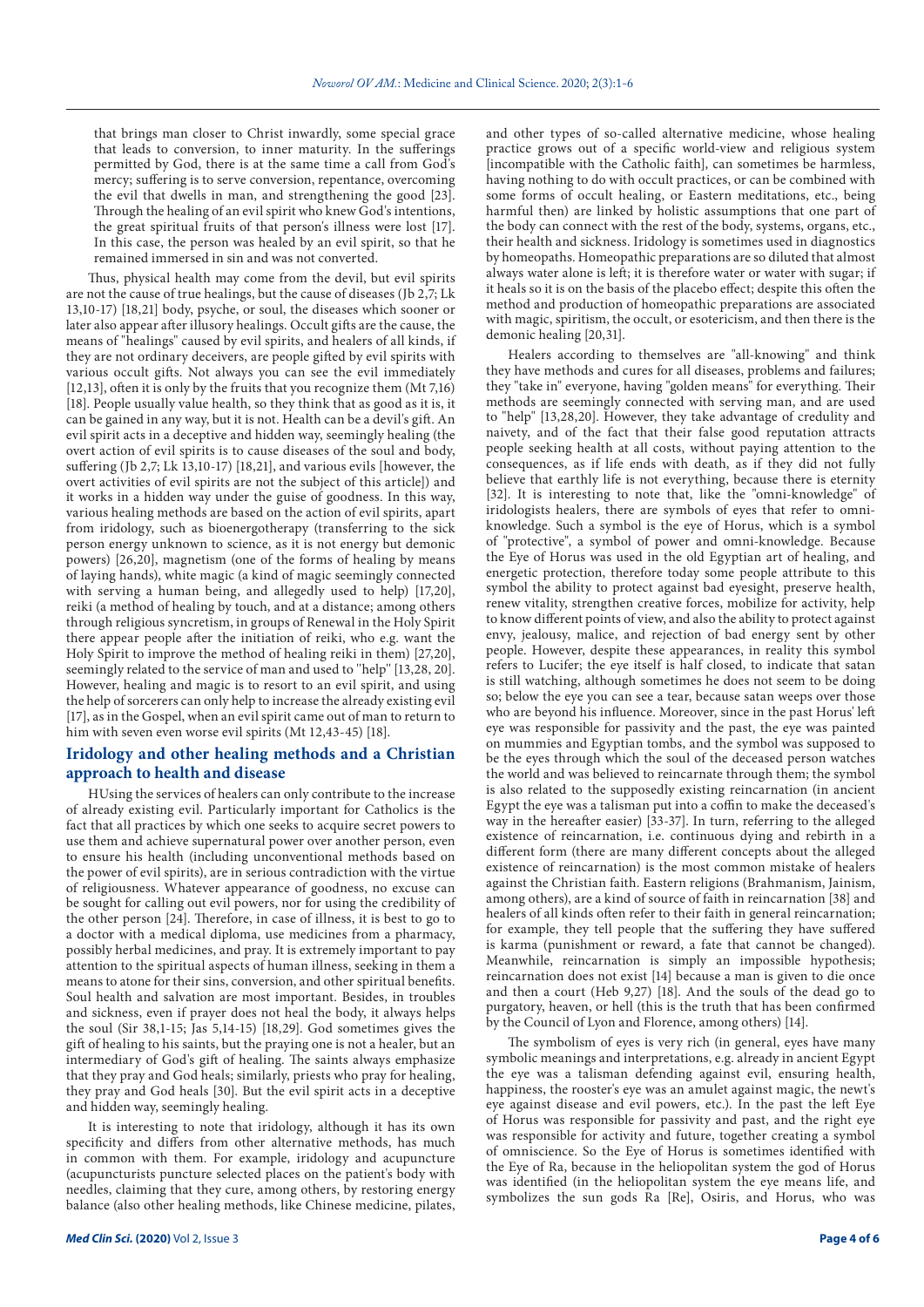that brings man closer to Christ inwardly, some special grace that leads to conversion, to inner maturity. In the sufferings permitted by God, there is at the same time a call from God's mercy; suffering is to serve conversion, repentance, overcoming the evil that dwells in man, and strengthening the good [23]. Through the healing of an evil spirit who knew God's intentions, the great spiritual fruits of that person's illness were lost [17]. In this case, the person was healed by an evil spirit, so that he remained immersed in sin and was not converted.

Thus, physical health may come from the devil, but evil spirits are not the cause of true healings, but the cause of diseases (Jb 2,7; Lk 13,10-17) [18,21] body, psyche, or soul, the diseases which sooner or later also appear after illusory healings. Occult gifts are the cause, the means of "healings" caused by evil spirits, and healers of all kinds, if they are not ordinary deceivers, are people gifted by evil spirits with various occult gifts. Not always you can see the evil immediately [12,13], often it is only by the fruits that you recognize them (Mt 7,16) [18]. People usually value health, so they think that as good as it is, it can be gained in any way, but it is not. Health can be a devil's gift. An evil spirit acts in a deceptive and hidden way, seemingly healing (the overt action of evil spirits is to cause diseases of the soul and body, suffering (Jb 2,7; Lk 13,10-17) [18,21], and various evils [however, the overt activities of evil spirits are not the subject of this article]) and it works in a hidden way under the guise of goodness. In this way, various healing methods are based on the action of evil spirits, apart from iridology, such as bioenergotherapy (transferring to the sick person energy unknown to science, as it is not energy but demonic powers) [26,20], magnetism (one of the forms of healing by means of laying hands), white magic (a kind of magic seemingly connected with serving a human being, and allegedly used to help) [17,20], reiki (a method of healing by touch, and at a distance; among others through religious syncretism, in groups of Renewal in the Holy Spirit there appear people after the initiation of reiki, who e.g. want the Holy Spirit to improve the method of healing reiki in them) [27,20], seemingly related to the service of man and used to "help" [13,28, 20]. However, healing and magic is to resort to an evil spirit, and using the help of sorcerers can only help to increase the already existing evil [17], as in the Gospel, when an evil spirit came out of man to return to him with seven even worse evil spirits (Mt 12,43-45) [18].

## Iridology and other healing methods and a Christian approach to health and disease

HUsing the services of healers can only contribute to the increase of already existing evil. Particularly important for Catholics is the fact that all practices by which one seeks to acquire secret powers to use them and achieve supernatural power over another person, even to ensure his health (including unconventional methods based on the power of evil spirits), are in serious contradiction with the virtue of religiousness. Whatever appearance of goodness, no excuse can be sought for calling out evil powers, nor for using the credibility of the other person [24]. Therefore, in case of illness, it is best to go to a doctor with a medical diploma, use medicines from a pharmacy, possibly herbal medicines, and pray. It is extremely important to pay attention to the spiritual aspects of human illness, seeking in them a means to atone for their sins, conversion, and other spiritual benefits. Soul health and salvation are most important. Besides, in troubles and sickness, even if prayer does not heal the body, it always helps the soul (Sir 38,1-15; Jas 5,14-15) [18,29]. God sometimes gives the gift of healing to his saints, but the praying one is not a healer, but an intermediary of God's gift of healing. The saints always emphasize that they pray and God heals; similarly, priests who pray for healing, they pray and God heals [30]. But the evil spirit acts in a deceptive and hidden way, seemingly healing.

It is interesting to note that iridology, although it has its own specificity and differs from other alternative methods, has much in common with them. For example, iridology and acupuncture (acupuncturists puncture selected places on the patient's body with needles, claiming that they cure, among others, by restoring energy balance (also other healing methods, like Chinese medicine, pilates, and other types of so-called alternative medicine, whose healing practice grows out of a specific world-view and religious system [incompatible with the Catholic faith], can sometimes be harmless, having nothing to do with occult practices, or can be combined with some forms of occult healing, or Eastern meditations, etc., being harmful then) are linked by holistic assumptions that one part of the body can connect with the rest of the body, systems, organs, etc., their health and sickness. Iridology is sometimes used in diagnostics by homeopaths. Homeopathic preparations are so diluted that almost always water alone is left; it is therefore water or water with sugar; if it heals so it is on the basis of the placebo effect; despite this often the method and production of homeopathic preparations are associated with magic, spiritism, the occult, or esotericism, and then there is the demonic healing [20,31].

Healers according to themselves are "all-knowing" and think they have methods and cures for all diseases, problems and failures; they "take in" everyone, having "golden means" for everything. Their methods are seemingly connected with serving man, and are used to "help" [13,28,20]. However, they take advantage of credulity and naivety, and of the fact that their false good reputation attracts people seeking health at all costs, without paying attention to the consequences, as if life ends with death, as if they did not fully believe that earthly life is not everything, because there is eternity [32]. It is interesting to note that, like the "omni-knowledge" of iridologists healers, there are symbols of eyes that refer to omni-knowledge. Such a symbol is the eye of Horus, which is a symbol of "protective", a symbol of power and omni-knowledge. Because the Eye of Horus was used in the old Egyptian art of healing, and energetic protection, therefore today some people attribute to this symbol the ability to protect against bad eyesight, preserve health, renew vitality, strengthen creative forces, mobilize for activity, help to know different points of view, and also the ability to protect against envy, jealousy, malice, and rejection of bad energy sent by other people. However, despite these appearances, in reality this symbol refers to Lucifer; the eye itself is half closed, to indicate that satan is still watching, although sometimes he does not seem to be doing so; below the eye you can see a tear, because satan weeps over those who are beyond his influence. Moreover, since in the past Horus' left eye was responsible for passivity and the past, the eye was painted on mummies and Egyptian tombs, and the symbol was supposed to be the eyes through which the soul of the deceased person watches the world and was believed to reincarnate through them; the symbol is also related to the supposedly existing reincarnation (in ancient Egypt the eye was a talisman put into a coffin to make the deceased's way in the hereafter easier) [33-37]. In turn, referring to the alleged existence of reincarnation, i.e. continuous dying and rebirth in a different form (there are many different concepts about the alleged existence of reincarnation) is the most common mistake of healers against the Christian faith. Eastern religions (Brahmanism, Jainism, among others), are a kind of source of faith in reincarnation [38] and healers of all kinds often refer to their faith in general reincarnation; for example, they tell people that the suffering they have suffered is karma (punishment or reward, a fate that cannot be changed). Meanwhile, reincarnation is simply an impossible hypothesis; reincarnation does not exist [14] because a man is given to die once and then a court (Heb 9,27) [18]. And the souls of the dead go to purgatory, heaven, or hell (this is the truth that has been confirmed by the Council of Lyon and Florence, among others) [14].

The symbolism of eyes is very rich (in general, eyes have many symbolic meanings and interpretations, e.g. already in ancient Egypt the eye was a talisman defending against evil, ensuring health, happiness, the rooster's eye was an amulet against magic, the newt's eye against disease and evil powers, etc.). In the past the left Eye of Horus was responsible for passivity and past, and the right eye was responsible for activity and future, together creating a symbol of omniscience. So the Eye of Horus is sometimes identified with the Eye of Ra, because in the heliopolitan system the god of Horus was identified (in the heliopolitan system the eye means life, and symbolizes the sun gods Ra [Re], Osiris, and Horus, who was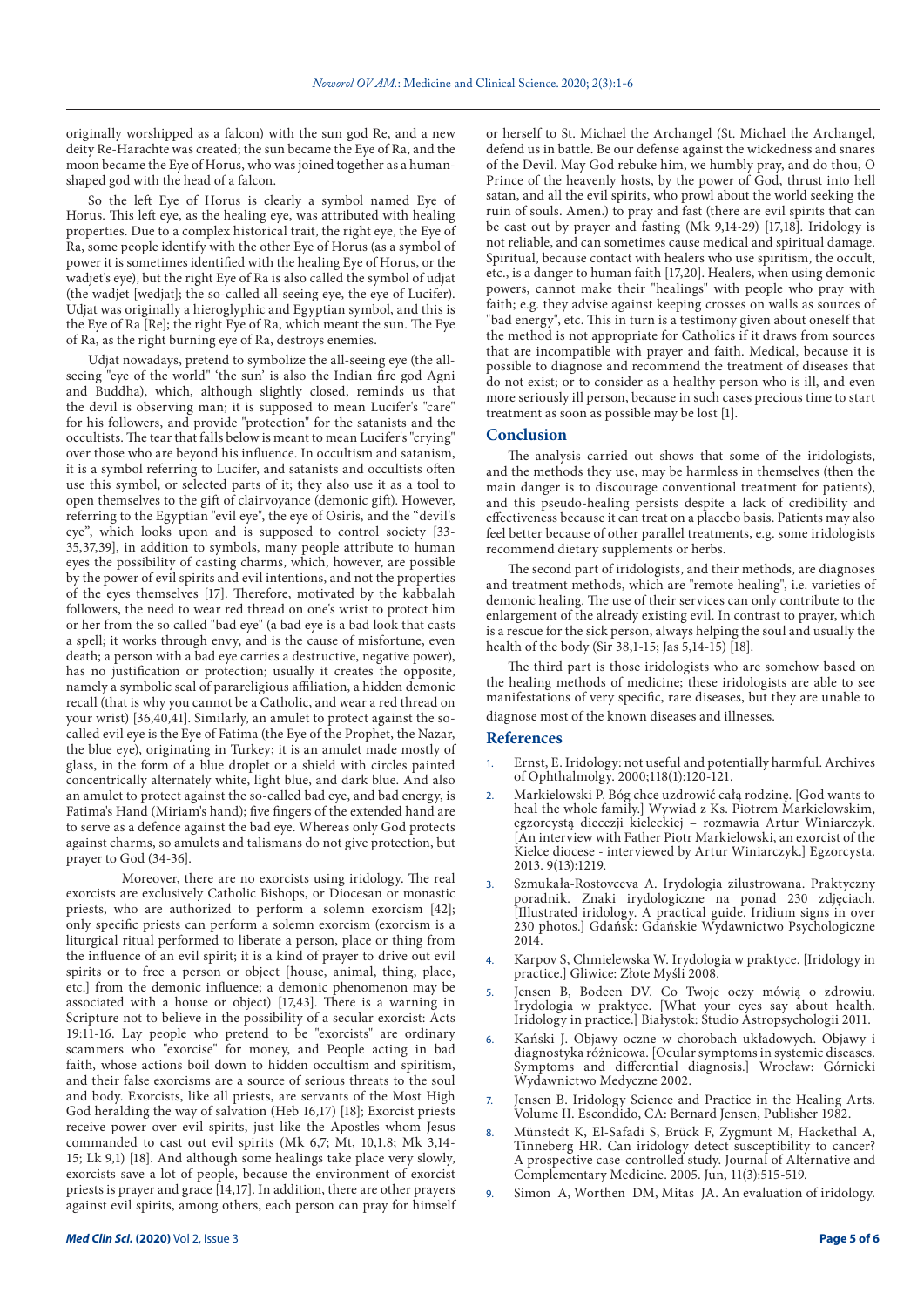originally worshipped as a falcon) with the sun god Re, and a new deity Re-Harachte was created; the sun became the Eye of Ra, and the moon became the Eye of Horus, who was joined together as a human-shaped god with the head of a falcon.

So the left Eye of Horus is clearly a symbol named Eye of Horus. This left eye, as the healing eye, was attributed with healing properties. Due to a complex historical trait, the right eye, the Eye of Ra, some people identify with the other Eye of Horus (as a symbol of power it is sometimes identified with the healing Eye of Horus, or the wadjet's eye), but the right Eye of Ra is also called the symbol of udjat (the wadjet [wedjat]; the so-called all-seeing eye, the eye of Lucifer). Udjat was originally a hieroglyphic and Egyptian symbol, and this is the Eye of Ra [Re]; the right Eye of Ra, which meant the sun. The Eye of Ra, as the right burning eye of Ra, destroys enemies.

Udjat nowadays, pretend to symbolize the all-seeing eye (the all-seeing "eye of the world" 'the sun' is also the Indian fire god Agni and Buddha), which, although slightly closed, reminds us that the devil is observing man; it is supposed to mean Lucifer's "care" for his followers, and provide "protection" for the satanists and the occultists. The tear that falls below is meant to mean Lucifer's "crying" over those who are beyond his influence. In occultism and satanism, it is a symbol referring to Lucifer, and satanists and occultists often use this symbol, or selected parts of it; they also use it as a tool to open themselves to the gift of clairvoyance (demonic gift). However, referring to the Egyptian "evil eye", the eye of Osiris, and the "devil's eye", which looks upon and is supposed to control society [33-35,37,39], in addition to symbols, many people attribute to human eyes the possibility of casting charms, which, however, are possible by the power of evil spirits and evil intentions, and not the properties of the eyes themselves [17]. Therefore, motivated by the kabbalah followers, the need to wear red thread on one's wrist to protect him or her from the so called "bad eye" (a bad eye is a bad look that casts a spell; it works through envy, and is the cause of misfortune, even death; a person with a bad eye carries a destructive, negative power), has no justification or protection; usually it creates the opposite, namely a symbolic seal of parareligious affiliation, a hidden demonic recall (that is why you cannot be a Catholic, and wear a red thread on your wrist) [36,40,41]. Similarly, an amulet to protect against the so-called evil eye is the Eye of Fatima (the Eye of the Prophet, the Nazar, the blue eye), originating in Turkey; it is an amulet made mostly of glass, in the form of a blue droplet or a shield with circles painted concentrically alternately white, light blue, and dark blue. And also an amulet to protect against the so-called bad eye, and bad energy, is Fatima's Hand (Miriam's hand); five fingers of the extended hand are to serve as a defence against the bad eye. Whereas only God protects against charms, so amulets and talismans do not give protection, but prayer to God (34-36].

Moreover, there are no exorcists using iridology. The real exorcists are exclusively Catholic Bishops, or Diocesan or monastic priests, who are authorized to perform a solemn exorcism [42]; only specific priests can perform a solemn exorcism (exorcism is a liturgical ritual performed to liberate a person, place or thing from the influence of an evil spirit; it is a kind of prayer to drive out evil spirits or to free a person or object [house, animal, thing, place, etc.] from the demonic influence; a demonic phenomenon may be associated with a house or object) [17,43]. There is a warning in Scripture not to believe in the possibility of a secular exorcist: Acts 19:11-16. Lay people who pretend to be "exorcists" are ordinary scammers who "exorcise" for money, and People acting in bad faith, whose actions boil down to hidden occultism and spiritism, and their false exorcisms are a source of serious threats to the soul and body. Exorcists, like all priests, are servants of the Most High God heralding the way of salvation (Heb 16,17) [18]; Exorcist priests receive power over evil spirits, just like the Apostles whom Jesus commanded to cast out evil spirits (Mk 6,7; Mt, 10,1.8; Mk 3,14-15; Lk 9,1) [18]. And although some healings take place very slowly, exorcists save a lot of people, because the environment of exorcist priests is prayer and grace [14,17]. In addition, there are other prayers against evil spirits, among others, each person can pray for himself or herself to St. Michael the Archangel (St. Michael the Archangel, defend us in battle. Be our defense against the wickedness and snares of the Devil. May God rebuke him, we humbly pray, and do thou, O Prince of the heavenly hosts, by the power of God, thrust into hell satan, and all the evil spirits, who prowl about the world seeking the ruin of souls. Amen.) to pray and fast (there are evil spirits that can be cast out by prayer and fasting (Mk 9,14-29) [17,18]. Iridology is not reliable, and can sometimes cause medical and spiritual damage. Spiritual, because contact with healers who use spiritism, the occult, etc., is a danger to human faith [17,20]. Healers, when using demonic powers, cannot make their "healings" with people who pray with faith; e.g. they advise against keeping crosses on walls as sources of "bad energy", etc. This in turn is a testimony given about oneself that the method is not appropriate for Catholics if it draws from sources that are incompatible with prayer and faith. Medical, because it is possible to diagnose and recommend the treatment of diseases that do not exist; or to consider as a healthy person who is ill, and even more seriously ill person, because in such cases precious time to start treatment as soon as possible may be lost [1].

## Conclusion

The analysis carried out shows that some of the iridologists, and the methods they use, may be harmless in themselves (then the main danger is to discourage conventional treatment for patients), and this pseudo-healing persists despite a lack of credibility and effectiveness because it can treat on a placebo basis. Patients may also feel better because of other parallel treatments, e.g. some iridologists recommend dietary supplements or herbs.

The second part of iridologists, and their methods, are diagnoses and treatment methods, which are "remote healing", i.e. varieties of demonic healing. The use of their services can only contribute to the enlargement of the already existing evil. In contrast to prayer, which is a rescue for the sick person, always helping the soul and usually the health of the body (Sir 38,1-15; Jas 5,14-15) [18].

The third part is those iridologists who are somehow based on the healing methods of medicine; these iridologists are able to see manifestations of very specific, rare diseases, but they are unable to diagnose most of the known diseases and illnesses.

## References

1. Ernst, E. Iridology: not useful and potentially harmful. Archives of Ophthalmolgy. 2000;118(1):120-121.
2. Markielowski P. Bóg chce uzdrowić całą rodzinę. [God wants to heal the whole family.] Wywiad z Ks. Piotrem Markielowskim, egzorcystą diecezji kieleckiej – rozmawia Artur Winiarczyk. [An interview with Father Piotr Markielowski, an exorcist of the Kielce diocese - interviewed by Artur Winiarczyk.] Egzorcysta. 2013. 9(13):1219.
3. Szmukała-Rostovceva A. Irydologia zilustrowana. Praktyczny poradnik. Znaki irydologiczne na ponad 230 zdjęciach. [Illustrated iridology. A practical guide. Iridium signs in over 230 photos.] Gdańsk: Gdańskie Wydawnictwo Psychologiczne 2014.
4. Karpov S, Chmielewska W. Irydologia w praktyce. [Iridology in practice.] Gliwice: Złote Myśli 2008.
5. Jensen B, Bodeen DV. Co Twoje oczy mówią o zdrowiu. Irydologia w praktyce. [What your eyes say about health. Iridology in practice.] Białystok: Studio Astropsychologii 2011.
6. Kański J. Objawy oczne w chorobach układowych. Objawy i diagnostyka różnicowa. [Ocular symptoms in systemic diseases. Symptoms and differential diagnosis.] Wrocław: Górnicki Wydawnictwo Medyczne 2002.
7. Jensen B. Iridology Science and Practice in the Healing Arts. Volume II. Escondido, CA: Bernard Jensen, Publisher 1982.
8. Münstedt K, El-Safadi S, Brück F, Zygmunt M, Hackethal A, Tinneberg HR. Can iridology detect susceptibility to cancer? A prospective case-controlled study. Journal of Alternative and Complementary Medicine. 2005. Jun, 11(3):515-519.
9. Simon A, Worthen DM, Mitas JA. An evaluation of iridology.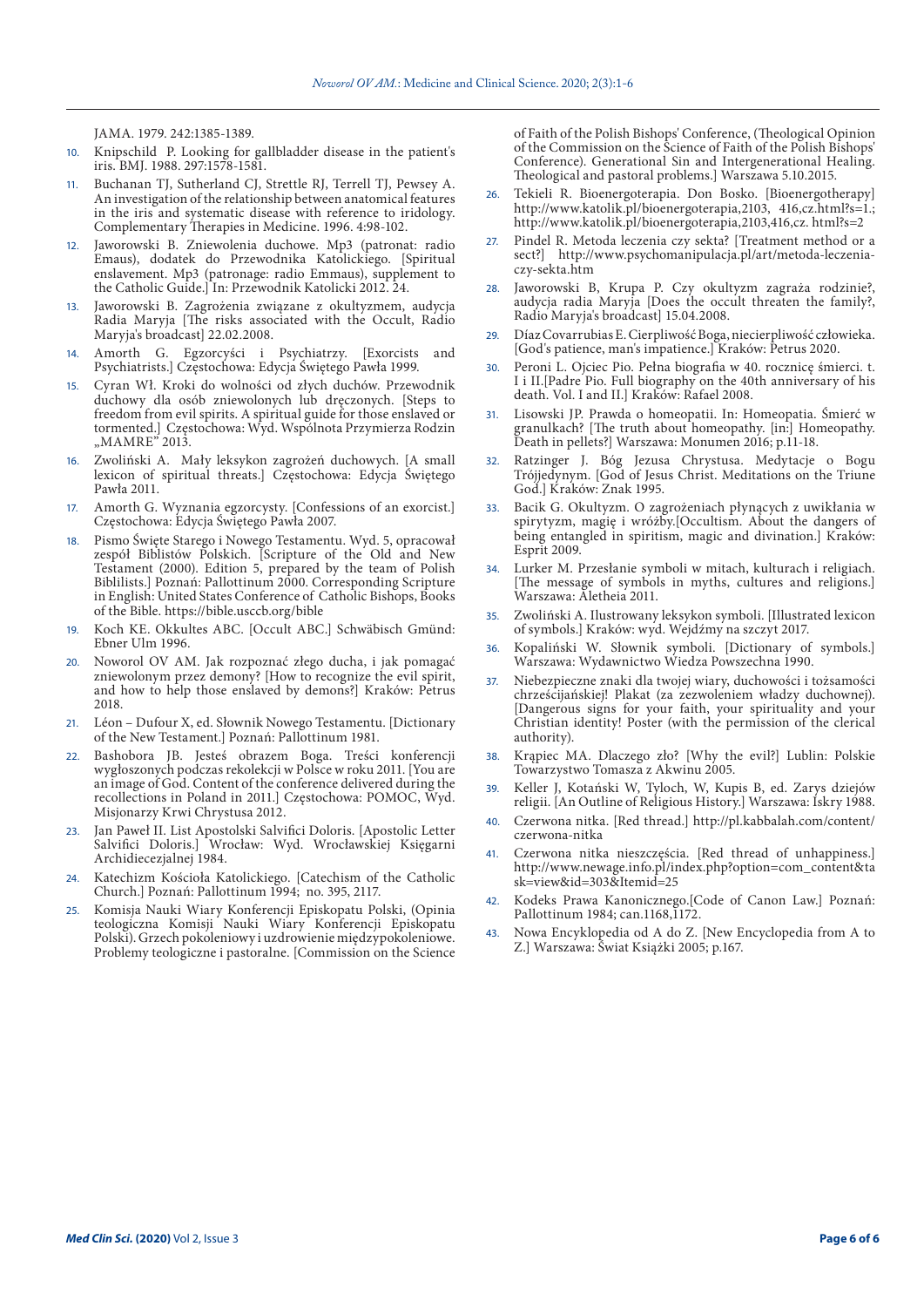JAMA. 1979. 242:1385-1389.

10. Knipschild P. Looking for gallbladder disease in the patient's iris. BMJ. 1988. 297:1578-1581.
11. Buchanan TJ, Sutherland CJ, Strettle RJ, Terrell TJ, Pewsey A. An investigation of the relationship between anatomical features in the iris and systematic disease with reference to iridology. Complementary Therapies in Medicine. 1996. 4:98-102.
12. Jaworowski B. Zniewolenia duchowe. Mp3 (patronat: radio Emaus), dodatek do Przewodnika Katolickiego. [Spiritual enslavement. Mp3 (patronage: radio Emmaus), supplement to the Catholic Guide.] In: Przewodnik Katolicki 2012. 24.
13. Jaworowski B. Zagrożenia związane z okultyzmem, audycja Radia Maryja [The risks associated with the Occult, Radio Maryja's broadcast] 22.02.2008.
14. Amorth G. Egzorcyści i Psychiatrzy. [Exorcists and Psychiatrists.] Częstochowa: Edycja Świętego Pawła 1999.
15. Cyran Wł. Kroki do wolności od złych duchów. Przewodnik duchowy dla osób zniewolonych lub dręczonych. [Steps to freedom from evil spirits. A spiritual guide for those enslaved or tormented.] Częstochowa: Wyd. Wspólnota Przymierza Rodzin „MAMRE" 2013.
16. Zwoliński A. Mały leksykon zagrożeń duchowych. [A small lexicon of spiritual threats.] Częstochowa: Edycja Świętego Pawła 2011.
17. Amorth G. Wyznania egzorcysty. [Confessions of an exorcist.] Częstochowa: Edycja Świętego Pawła 2007.
18. Pismo Święte Starego i Nowego Testamentu. Wyd. 5, opracował zespół Biblistów Polskich. [Scripture of the Old and New Testament (2000). Edition 5, prepared by the team of Polish Biblilists.] Poznań: Pallottinum 2000. Corresponding Scripture in English: United States Conference of Catholic Bishops, Books of the Bible. https://bible.usccb.org/bible
19. Koch KE. Okkultes ABC. [Occult ABC.] Schwäbisch Gmünd: Ebner Ulm 1996.
20. Noworol OV AM. Jak rozpoznać złego ducha, i jak pomagać zniewolonym przez demony? [How to recognize the evil spirit, and how to help those enslaved by demons?] Kraków: Petrus 2018.
21. Léon – Dufour X, ed. Słownik Nowego Testamentu. [Dictionary of the New Testament.] Poznań: Pallottinum 1981.
22. Bashobora JB. Jesteś obrazem Boga. Treści konferencji wygłoszonych podczas rekolekcji w Polsce w roku 2011. [You are an image of God. Content of the conference delivered during the recollections in Poland in 2011.] Częstochowa: POMOC, Wyd. Misjonarzy Krwi Chrystusa 2012.
23. Jan Paweł II. List Apostolski Salvifici Doloris. [Apostolic Letter Salvifici Doloris.] Wrocław: Wyd. Wrocławskiej Księgarni Archidiecezjalnej 1984.
24. Katechizm Kościoła Katolickiego. [Catechism of the Catholic Church.] Poznań: Pallottinum 1994; no. 395, 2117.
25. Komisja Nauki Wiary Konferencji Episkopatu Polski, (Opinia teologiczna Komisji Nauki Wiary Konferencji Episkopatu Polski). Grzech pokoleniowy i uzdrowienie międzypokoleniowe. Problemy teologiczne i pastoralne. [Commission on the Science of Faith of the Polish Bishops' Conference, (Theological Opinion of the Commission on the Science of Faith of the Polish Bishops' Conference). Generational Sin and Intergenerational Healing. Theological and pastoral problems.] Warszawa 5.10.2015.
26. Tekieli R. Bioenergoterapia. Don Bosko. [Bioenergotherapy] http://www.katolik.pl/bioenergoterapia,2103, 416,cz.html?s=1.; http://www.katolik.pl/bioenergoterapia,2103,416,cz. html?s=2
27. Pindel R. Metoda leczenia czy sekta? [Treatment method or a sect?] http://www.psychomanipulacja.pl/art/metoda-leczenia-czy-sekta.htm
28. Jaworowski B, Krupa P. Czy okultyzm zagraża rodzinie?, audycja radia Maryja [Does the occult threaten the family?, Radio Maryja's broadcast] 15.04.2008.
29. Díaz Covarrubias E. Cierpliwość Boga, niecierpliwość człowieka. [God's patience, man's impatience.] Kraków: Petrus 2020.
30. Peroni L. Ojciec Pio. Pełna biografia w 40. rocznicę śmierci. t. I i II.[Padre Pio. Full biography on the 40th anniversary of his death. Vol. I and II.] Kraków: Rafael 2008.
31. Lisowski JP. Prawda o homeopatii. In: Homeopatia. Śmierć w granulkach? [The truth about homeopathy. [in:] Homeopathy. Death in pellets?] Warszawa: Monumen 2016; p.11-18.
32. Ratzinger J. Bóg Jezusa Chrystusa. Medytacje o Bogu Trójjedynym. [God of Jesus Christ. Meditations on the Triune God.] Kraków: Znak 1995.
33. Bacik G. Okultyzm. O zagrożeniach płynących z uwikłania w spirytyzm, magię i wróżby.[Occultism. About the dangers of being entangled in spiritism, magic and divination.] Kraków: Esprit 2009.
34. Lurker M. Przesłanie symboli w mitach, kulturach i religiach. [The message of symbols in myths, cultures and religions.] Warszawa: Aletheia 2011.
35. Zwoliński A. Ilustrowany leksykon symboli. [Illustrated lexicon of symbols.] Kraków: wyd. Wejdźmy na szczyt 2017.
36. Kopaliński W. Słownik symboli. [Dictionary of symbols.] Warszawa: Wydawnictwo Wiedza Powszechna 1990.
37. Niebezpieczne znaki dla twojej wiary, duchowości i tożsamości chrześcijańskiej! Plakat (za zezwoleniem władzy duchownej). [Dangerous signs for your faith, your spirituality and your Christian identity! Poster (with the permission of the clerical authority).
38. Krąpiec MA. Dlaczego zło? [Why the evil?] Lublin: Polskie Towarzystwo Tomasza z Akwinu 2005.
39. Keller J, Kotański W, Tyloch, W, Kupis B, ed. Zarys dziejów religii. [An Outline of Religious History.] Warszawa: Iskry 1988.
40. Czerwona nitka. [Red thread.] http://pl.kabbalah.com/content/czerwona-nitka
41. Czerwona nitka nieszczęścia. [Red thread of unhappiness.] http://www.newage.info.pl/index.php?option=com_content&task=view&id=303&Itemid=25
42. Kodeks Prawa Kanonicznego.[Code of Canon Law.] Poznań: Pallottinum 1984; can.1168,1172.
43. Nowa Encyklopedia od A do Z. [New Encyclopedia from A to Z.] Warszawa: Świat Książki 2005; p.167.